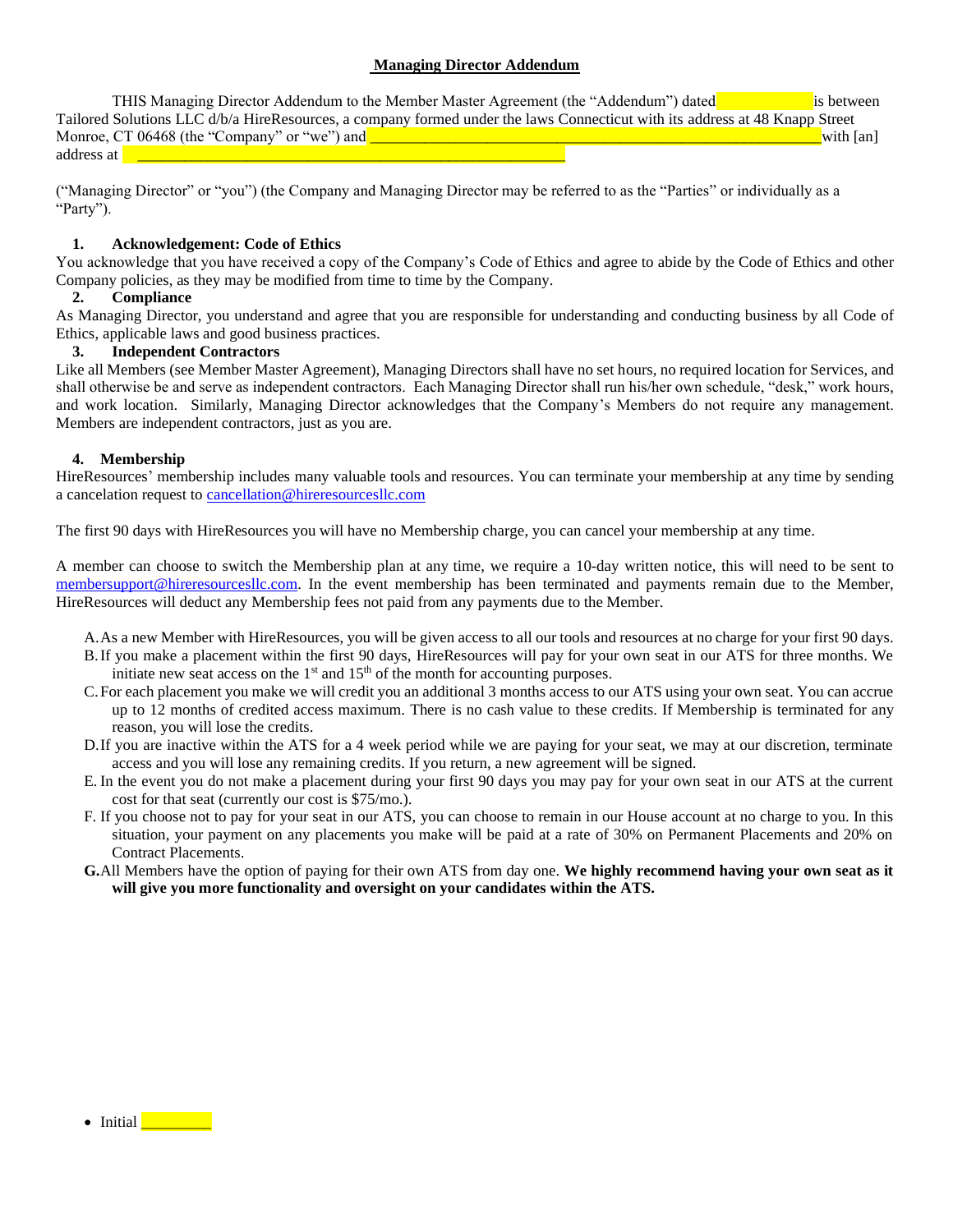**Managing Director Addendum**

THIS Managing Director Addendum to the Member Master Agreement (the "Addendum") dated \_\_\_\_\_\_\_\_\_\_\_\_ is between Tailored Solutions LLC d/b/a HireResources, a company formed under the laws Connecticut with its address at 48 Knapp Street Monroe, CT 06468 (the "Company" or "we") and \_\_\_\_\_\_\_\_\_\_\_\_\_\_\_\_\_\_\_\_\_\_\_\_\_\_\_\_\_\_\_\_\_\_\_\_\_\_\_\_\_\_\_\_\_\_\_\_\_\_\_\_\_\_\_\_\_\_ with [an] address at \_\_\_\_\_\_\_\_\_\_\_\_\_\_\_\_\_\_\_\_\_\_\_\_\_\_\_\_\_\_\_\_\_\_\_\_\_\_\_\_\_\_\_\_\_\_\_\_\_\_\_\_

("Managing Director" or "you") (the Company and Managing Director may be referred to as the "Parties" or individually as a "Party").

**1. Acknowledgement: Code of Ethics**

You acknowledge that you have received a copy of the Company's Code of Ethics and agree to abide by the Code of Ethics and other Company policies, as they may be modified from time to time by the Company.

**2. Compliance**

As Managing Director, you understand and agree that you are responsible for understanding and conducting business by all Code of Ethics, applicable laws and good business practices.

**3. Independent Contractors**

Like all Members (see Member Master Agreement), Managing Directors shall have no set hours, no required location for Services, and shall otherwise be and serve as independent contractors. Each Managing Director shall run his/her own schedule, "desk," work hours, and work location. Similarly, Managing Director acknowledges that the Company's Members do not require any management. Members are independent contractors, just as you are.

**4. Membership**

HireResources' membership includes many valuable tools and resources. You can terminate your membership at any time by sending a cancelation request to cancellation@hireresourcesllc.com

The first 90 days with HireResources you will have no Membership charge, you can cancel your membership at any time.

A member can choose to switch the Membership plan at any time, we require a 10-day written notice, this will need to be sent to membersupport@hireresourcesllc.com. In the event membership has been terminated and payments remain due to the Member, HireResources will deduct any Membership fees not paid from any payments due to the Member.

A. As a new Member with HireResources, you will be given access to all our tools and resources at no charge for your first 90 days.

B. If you make a placement within the first 90 days, HireResources will pay for your own seat in our ATS for three months. We initiate new seat access on the 1st and 15th of the month for accounting purposes.

C. For each placement you make we will credit you an additional 3 months access to our ATS using your own seat. You can accrue up to 12 months of credited access maximum. There is no cash value to these credits. If Membership is terminated for any reason, you will lose the credits.

D. If you are inactive within the ATS for a 4 week period while we are paying for your seat, we may at our discretion, terminate access and you will lose any remaining credits. If you return, a new agreement will be signed.

E. In the event you do not make a placement during your first 90 days you may pay for your own seat in our ATS at the current cost for that seat (currently our cost is $75/mo.).

F. If you choose not to pay for your seat in our ATS, you can choose to remain in our House account at no charge to you. In this situation, your payment on any placements you make will be paid at a rate of 30% on Permanent Placements and 20% on Contract Placements.

**G.** All Members have the option of paying for their own ATS from day one. **We highly recommend having your own seat as it will give you more functionality and oversight on your candidates within the ATS.**

- Initial \_\_\_\_\_\_\_\_\_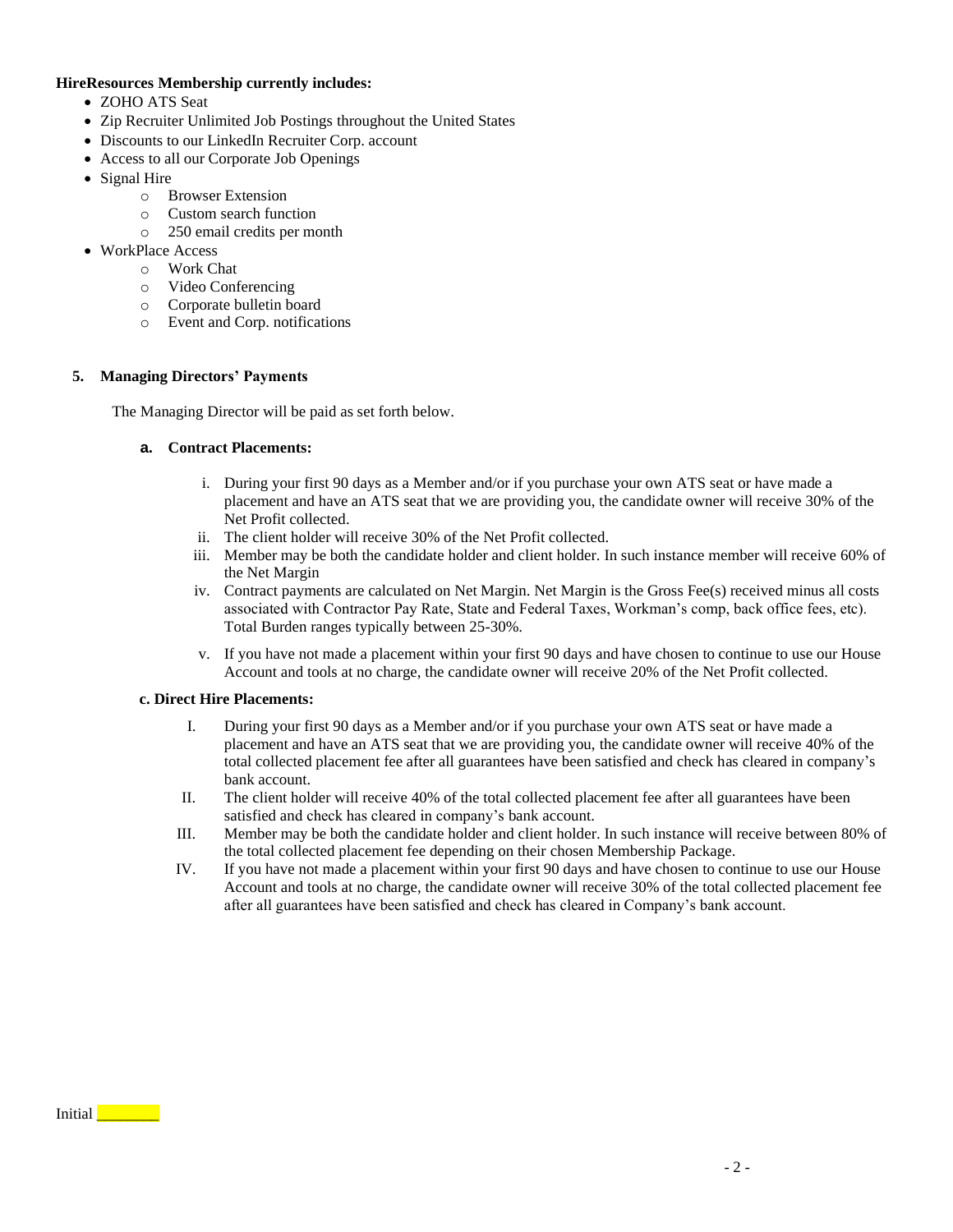**HireResources Membership currently includes:**

- ZOHO ATS Seat
- Zip Recruiter Unlimited Job Postings throughout the United States
- Discounts to our LinkedIn Recruiter Corp. account
- Access to all our Corporate Job Openings
- Signal Hire
  - Browser Extension
  - Custom search function
  - 250 email credits per month
- WorkPlace Access
  - Work Chat
  - Video Conferencing
  - Corporate bulletin board
  - Event and Corp. notifications

**5. Managing Directors' Payments**

The Managing Director will be paid as set forth below.

**a. Contract Placements:**

i. During your first 90 days as a Member and/or if you purchase your own ATS seat or have made a placement and have an ATS seat that we are providing you, the candidate owner will receive 30% of the Net Profit collected.

ii. The client holder will receive 30% of the Net Profit collected.

iii. Member may be both the candidate holder and client holder. In such instance member will receive 60% of the Net Margin

iv. Contract payments are calculated on Net Margin. Net Margin is the Gross Fee(s) received minus all costs associated with Contractor Pay Rate, State and Federal Taxes, Workman's comp, back office fees, etc). Total Burden ranges typically between 25-30%.

v. If you have not made a placement within your first 90 days and have chosen to continue to use our House Account and tools at no charge, the candidate owner will receive 20% of the Net Profit collected.

**c. Direct Hire Placements:**

I. During your first 90 days as a Member and/or if you purchase your own ATS seat or have made a placement and have an ATS seat that we are providing you, the candidate owner will receive 40% of the total collected placement fee after all guarantees have been satisfied and check has cleared in company's bank account.

II. The client holder will receive 40% of the total collected placement fee after all guarantees have been satisfied and check has cleared in company's bank account.

III. Member may be both the candidate holder and client holder. In such instance will receive between 80% of the total collected placement fee depending on their chosen Membership Package.

IV. If you have not made a placement within your first 90 days and have chosen to continue to use our House Account and tools at no charge, the candidate owner will receive 30% of the total collected placement fee after all guarantees have been satisfied and check has cleared in Company's bank account.

Initial ________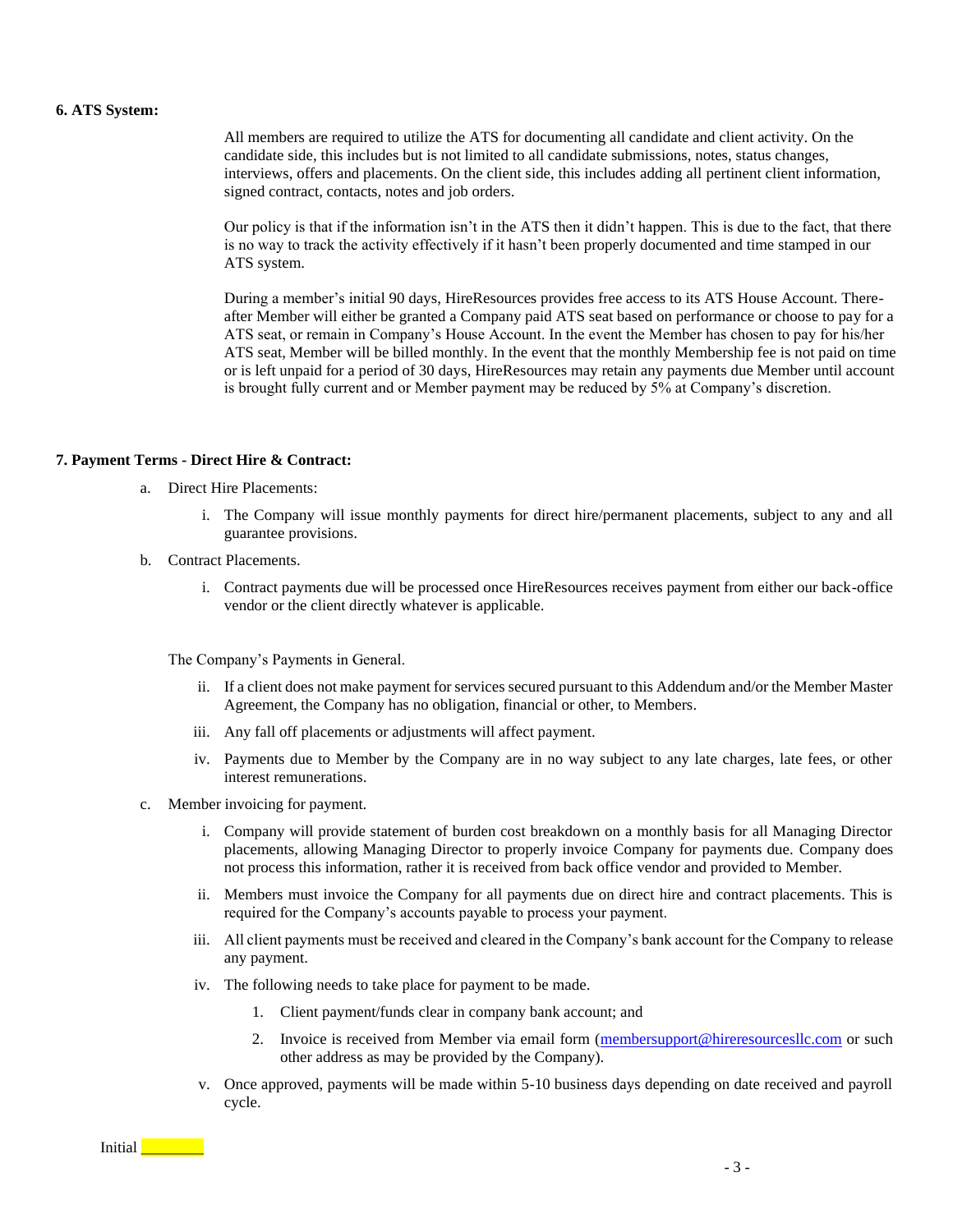**6. ATS System:**

All members are required to utilize the ATS for documenting all candidate and client activity. On the candidate side, this includes but is not limited to all candidate submissions, notes, status changes, interviews, offers and placements. On the client side, this includes adding all pertinent client information, signed contract, contacts, notes and job orders.

Our policy is that if the information isn't in the ATS then it didn't happen. This is due to the fact, that there is no way to track the activity effectively if it hasn't been properly documented and time stamped in our ATS system.

During a member's initial 90 days, HireResources provides free access to its ATS House Account. Thereafter Member will either be granted a Company paid ATS seat based on performance or choose to pay for a ATS seat, or remain in Company's House Account. In the event the Member has chosen to pay for his/her ATS seat, Member will be billed monthly. In the event that the monthly Membership fee is not paid on time or is left unpaid for a period of 30 days, HireResources may retain any payments due Member until account is brought fully current and or Member payment may be reduced by 5% at Company's discretion.

**7. Payment Terms - Direct Hire & Contract:**

a. Direct Hire Placements:

  i. The Company will issue monthly payments for direct hire/permanent placements, subject to any and all guarantee provisions.

b. Contract Placements.

  i. Contract payments due will be processed once HireResources receives payment from either our back-office vendor or the client directly whatever is applicable.

The Company's Payments in General.

  ii. If a client does not make payment for services secured pursuant to this Addendum and/or the Member Master Agreement, the Company has no obligation, financial or other, to Members.

  iii. Any fall off placements or adjustments will affect payment.

  iv. Payments due to Member by the Company are in no way subject to any late charges, late fees, or other interest remunerations.

c. Member invoicing for payment.

  i. Company will provide statement of burden cost breakdown on a monthly basis for all Managing Director placements, allowing Managing Director to properly invoice Company for payments due. Company does not process this information, rather it is received from back office vendor and provided to Member.

  ii. Members must invoice the Company for all payments due on direct hire and contract placements. This is required for the Company's accounts payable to process your payment.

  iii. All client payments must be received and cleared in the Company's bank account for the Company to release any payment.

  iv. The following needs to take place for payment to be made.

    1. Client payment/funds clear in company bank account; and

    2. Invoice is received from Member via email form (membersupport@hireresourcesllc.com or such other address as may be provided by the Company).

  v. Once approved, payments will be made within 5-10 business days depending on date received and payroll cycle.

Initial ________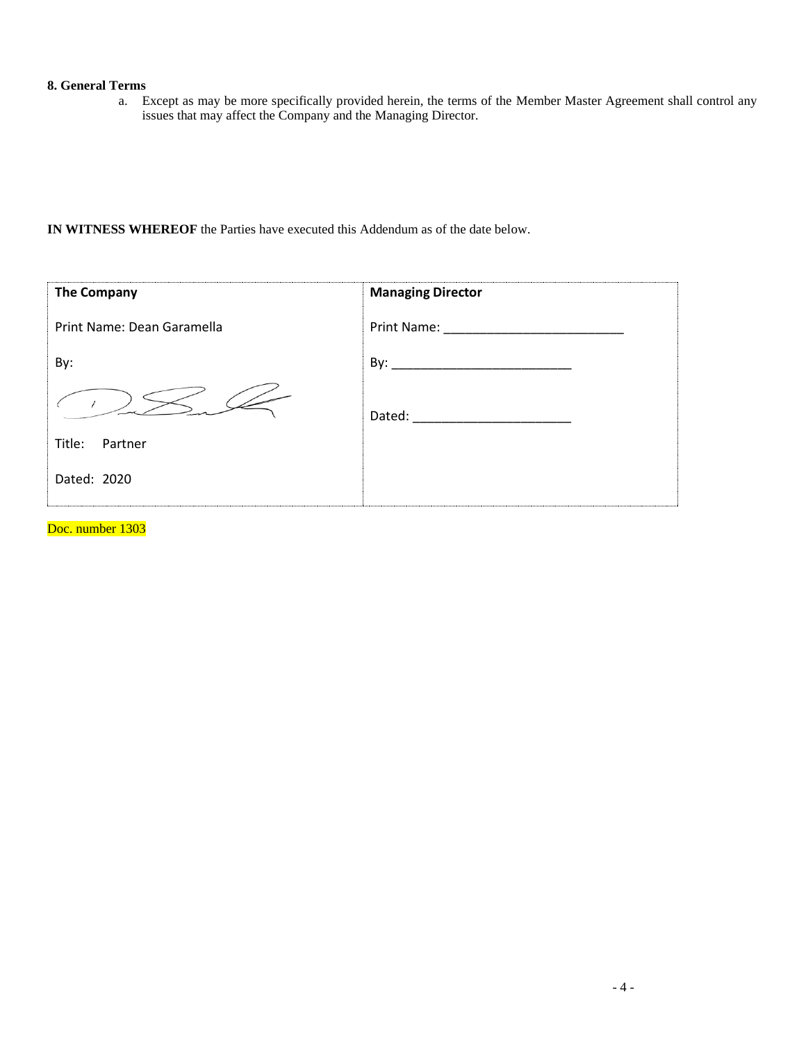**8. General Terms**

a. Except as may be more specifically provided herein, the terms of the Member Master Agreement shall control any issues that may affect the Company and the Managing Director.

**IN WITNESS WHEREOF** the Parties have executed this Addendum as of the date below.

| **The Company** | **Managing Director** |
| --- | --- |
| Print Name: Dean Garamella | Print Name: _________________________ |
| By: | By: _________________________ |
| | Dated: _____________________ |
| Title: Partner | |
| Dated: 2020 | |

Doc. number 1303